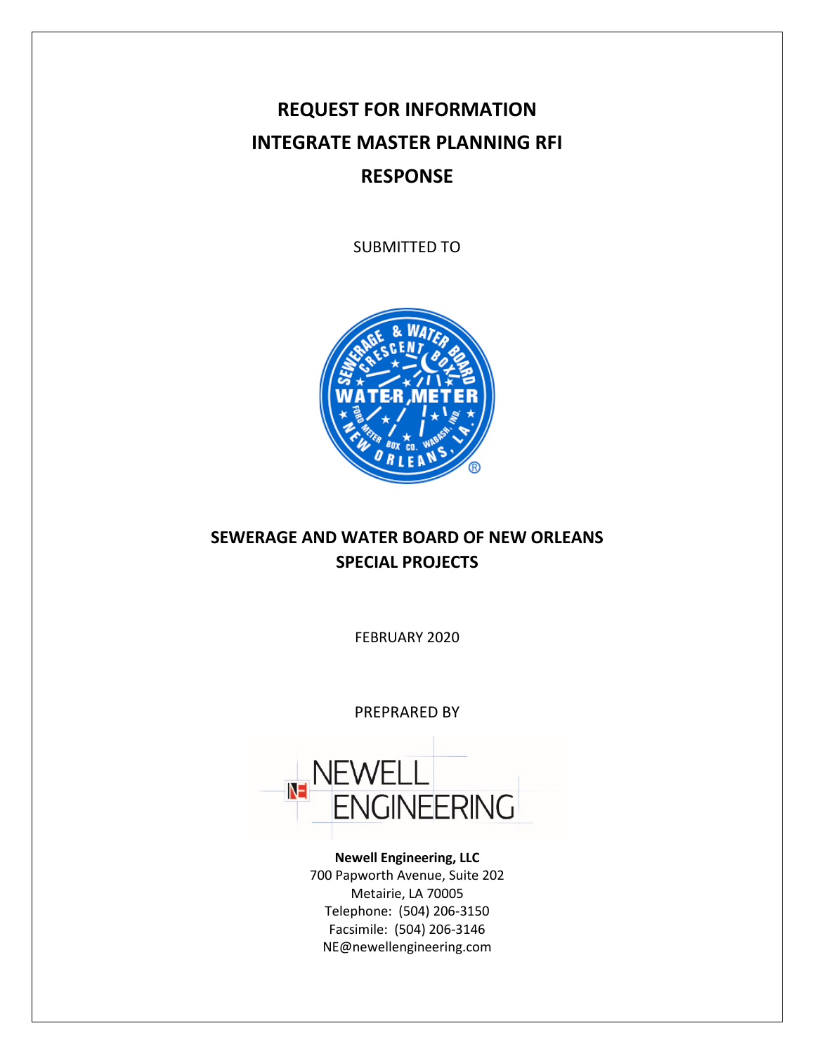# REQUEST FOR INFORMATION
# INTEGRATE MASTER PLANNING RFI
# RESPONSE

SUBMITTED TO

**SEWERAGE AND WATER BOARD OF NEW ORLEANS**
**SPECIAL PROJECTS**

FEBRUARY 2020

PREPRARED BY

**Newell Engineering, LLC**
700 Papworth Avenue, Suite 202
Metairie, LA 70005
Telephone: (504) 206-3150
Facsimile: (504) 206-3146
NE@newellengineering.com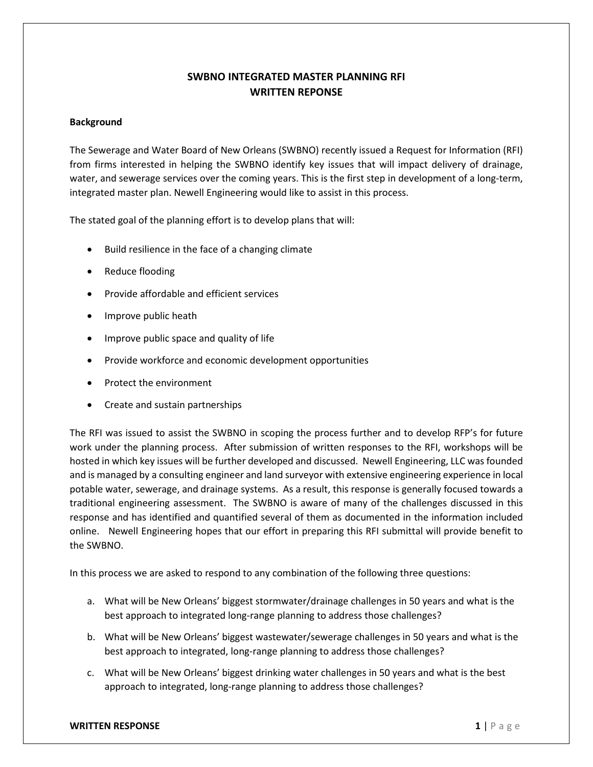## SWBNO INTEGRATED MASTER PLANNING RFI
## WRITTEN REPONSE

**Background**

The Sewerage and Water Board of New Orleans (SWBNO) recently issued a Request for Information (RFI) from firms interested in helping the SWBNO identify key issues that will impact delivery of drainage, water, and sewerage services over the coming years. This is the first step in development of a long-term, integrated master plan. Newell Engineering would like to assist in this process.

The stated goal of the planning effort is to develop plans that will:

- Build resilience in the face of a changing climate
- Reduce flooding
- Provide affordable and efficient services
- Improve public heath
- Improve public space and quality of life
- Provide workforce and economic development opportunities
- Protect the environment
- Create and sustain partnerships

The RFI was issued to assist the SWBNO in scoping the process further and to develop RFP's for future work under the planning process. After submission of written responses to the RFI, workshops will be hosted in which key issues will be further developed and discussed. Newell Engineering, LLC was founded and is managed by a consulting engineer and land surveyor with extensive engineering experience in local potable water, sewerage, and drainage systems. As a result, this response is generally focused towards a traditional engineering assessment. The SWBNO is aware of many of the challenges discussed in this response and has identified and quantified several of them as documented in the information included online. Newell Engineering hopes that our effort in preparing this RFI submittal will provide benefit to the SWBNO.

In this process we are asked to respond to any combination of the following three questions:

a. What will be New Orleans' biggest stormwater/drainage challenges in 50 years and what is the best approach to integrated long-range planning to address those challenges?

b. What will be New Orleans' biggest wastewater/sewerage challenges in 50 years and what is the best approach to integrated, long-range planning to address those challenges?

c. What will be New Orleans' biggest drinking water challenges in 50 years and what is the best approach to integrated, long-range planning to address those challenges?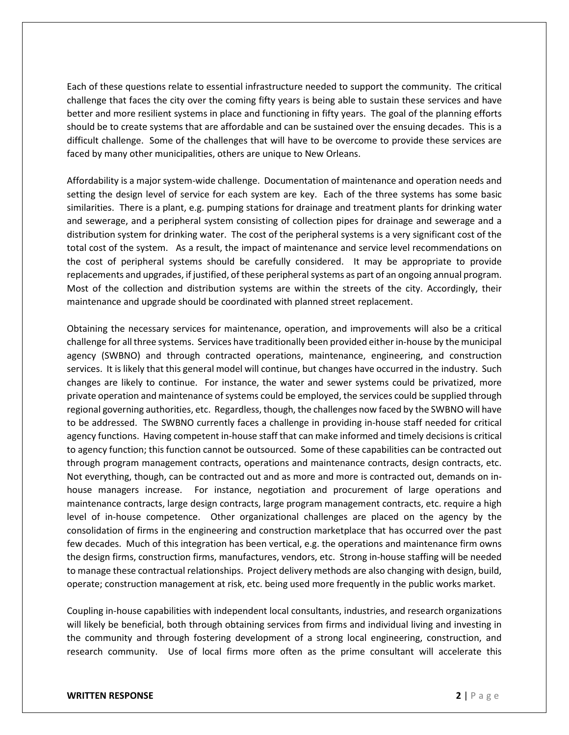Each of these questions relate to essential infrastructure needed to support the community. The critical challenge that faces the city over the coming fifty years is being able to sustain these services and have better and more resilient systems in place and functioning in fifty years. The goal of the planning efforts should be to create systems that are affordable and can be sustained over the ensuing decades. This is a difficult challenge. Some of the challenges that will have to be overcome to provide these services are faced by many other municipalities, others are unique to New Orleans.

Affordability is a major system-wide challenge. Documentation of maintenance and operation needs and setting the design level of service for each system are key. Each of the three systems has some basic similarities. There is a plant, e.g. pumping stations for drainage and treatment plants for drinking water and sewerage, and a peripheral system consisting of collection pipes for drainage and sewerage and a distribution system for drinking water. The cost of the peripheral systems is a very significant cost of the total cost of the system. As a result, the impact of maintenance and service level recommendations on the cost of peripheral systems should be carefully considered. It may be appropriate to provide replacements and upgrades, if justified, of these peripheral systems as part of an ongoing annual program. Most of the collection and distribution systems are within the streets of the city. Accordingly, their maintenance and upgrade should be coordinated with planned street replacement.

Obtaining the necessary services for maintenance, operation, and improvements will also be a critical challenge for all three systems. Services have traditionally been provided either in-house by the municipal agency (SWBNO) and through contracted operations, maintenance, engineering, and construction services. It is likely that this general model will continue, but changes have occurred in the industry. Such changes are likely to continue. For instance, the water and sewer systems could be privatized, more private operation and maintenance of systems could be employed, the services could be supplied through regional governing authorities, etc. Regardless, though, the challenges now faced by the SWBNO will have to be addressed. The SWBNO currently faces a challenge in providing in-house staff needed for critical agency functions. Having competent in-house staff that can make informed and timely decisions is critical to agency function; this function cannot be outsourced. Some of these capabilities can be contracted out through program management contracts, operations and maintenance contracts, design contracts, etc. Not everything, though, can be contracted out and as more and more is contracted out, demands on in-house managers increase. For instance, negotiation and procurement of large operations and maintenance contracts, large design contracts, large program management contracts, etc. require a high level of in-house competence. Other organizational challenges are placed on the agency by the consolidation of firms in the engineering and construction marketplace that has occurred over the past few decades. Much of this integration has been vertical, e.g. the operations and maintenance firm owns the design firms, construction firms, manufactures, vendors, etc. Strong in-house staffing will be needed to manage these contractual relationships. Project delivery methods are also changing with design, build, operate; construction management at risk, etc. being used more frequently in the public works market.

Coupling in-house capabilities with independent local consultants, industries, and research organizations will likely be beneficial, both through obtaining services from firms and individual living and investing in the community and through fostering development of a strong local engineering, construction, and research community. Use of local firms more often as the prime consultant will accelerate this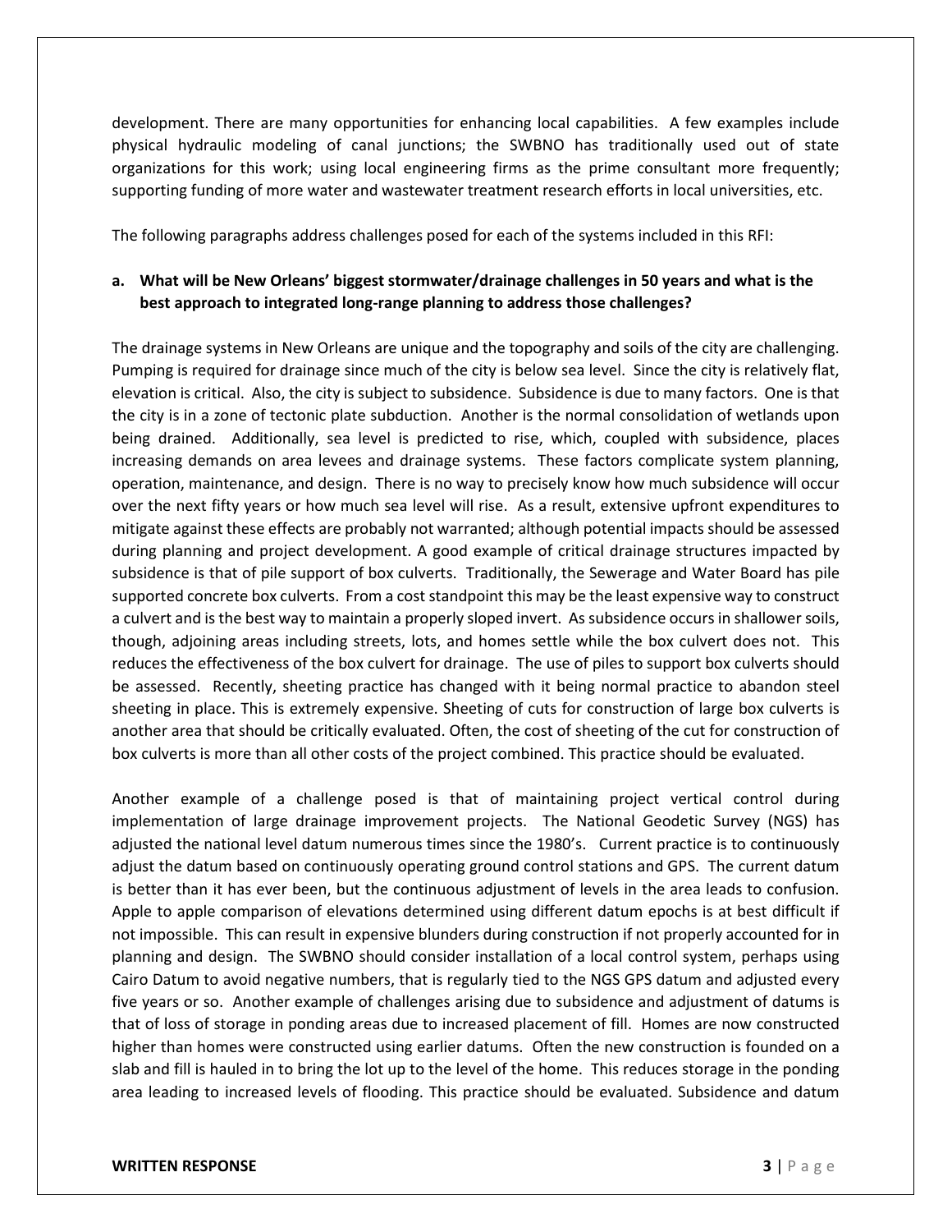development. There are many opportunities for enhancing local capabilities. A few examples include physical hydraulic modeling of canal junctions; the SWBNO has traditionally used out of state organizations for this work; using local engineering firms as the prime consultant more frequently; supporting funding of more water and wastewater treatment research efforts in local universities, etc.

The following paragraphs address challenges posed for each of the systems included in this RFI:

**a. What will be New Orleans' biggest stormwater/drainage challenges in 50 years and what is the best approach to integrated long-range planning to address those challenges?**

The drainage systems in New Orleans are unique and the topography and soils of the city are challenging. Pumping is required for drainage since much of the city is below sea level. Since the city is relatively flat, elevation is critical. Also, the city is subject to subsidence. Subsidence is due to many factors. One is that the city is in a zone of tectonic plate subduction. Another is the normal consolidation of wetlands upon being drained. Additionally, sea level is predicted to rise, which, coupled with subsidence, places increasing demands on area levees and drainage systems. These factors complicate system planning, operation, maintenance, and design. There is no way to precisely know how much subsidence will occur over the next fifty years or how much sea level will rise. As a result, extensive upfront expenditures to mitigate against these effects are probably not warranted; although potential impacts should be assessed during planning and project development. A good example of critical drainage structures impacted by subsidence is that of pile support of box culverts. Traditionally, the Sewerage and Water Board has pile supported concrete box culverts. From a cost standpoint this may be the least expensive way to construct a culvert and is the best way to maintain a properly sloped invert. As subsidence occurs in shallower soils, though, adjoining areas including streets, lots, and homes settle while the box culvert does not. This reduces the effectiveness of the box culvert for drainage. The use of piles to support box culverts should be assessed. Recently, sheeting practice has changed with it being normal practice to abandon steel sheeting in place. This is extremely expensive. Sheeting of cuts for construction of large box culverts is another area that should be critically evaluated. Often, the cost of sheeting of the cut for construction of box culverts is more than all other costs of the project combined. This practice should be evaluated.

Another example of a challenge posed is that of maintaining project vertical control during implementation of large drainage improvement projects. The National Geodetic Survey (NGS) has adjusted the national level datum numerous times since the 1980's. Current practice is to continuously adjust the datum based on continuously operating ground control stations and GPS. The current datum is better than it has ever been, but the continuous adjustment of levels in the area leads to confusion. Apple to apple comparison of elevations determined using different datum epochs is at best difficult if not impossible. This can result in expensive blunders during construction if not properly accounted for in planning and design. The SWBNO should consider installation of a local control system, perhaps using Cairo Datum to avoid negative numbers, that is regularly tied to the NGS GPS datum and adjusted every five years or so. Another example of challenges arising due to subsidence and adjustment of datums is that of loss of storage in ponding areas due to increased placement of fill. Homes are now constructed higher than homes were constructed using earlier datums. Often the new construction is founded on a slab and fill is hauled in to bring the lot up to the level of the home. This reduces storage in the ponding area leading to increased levels of flooding. This practice should be evaluated. Subsidence and datum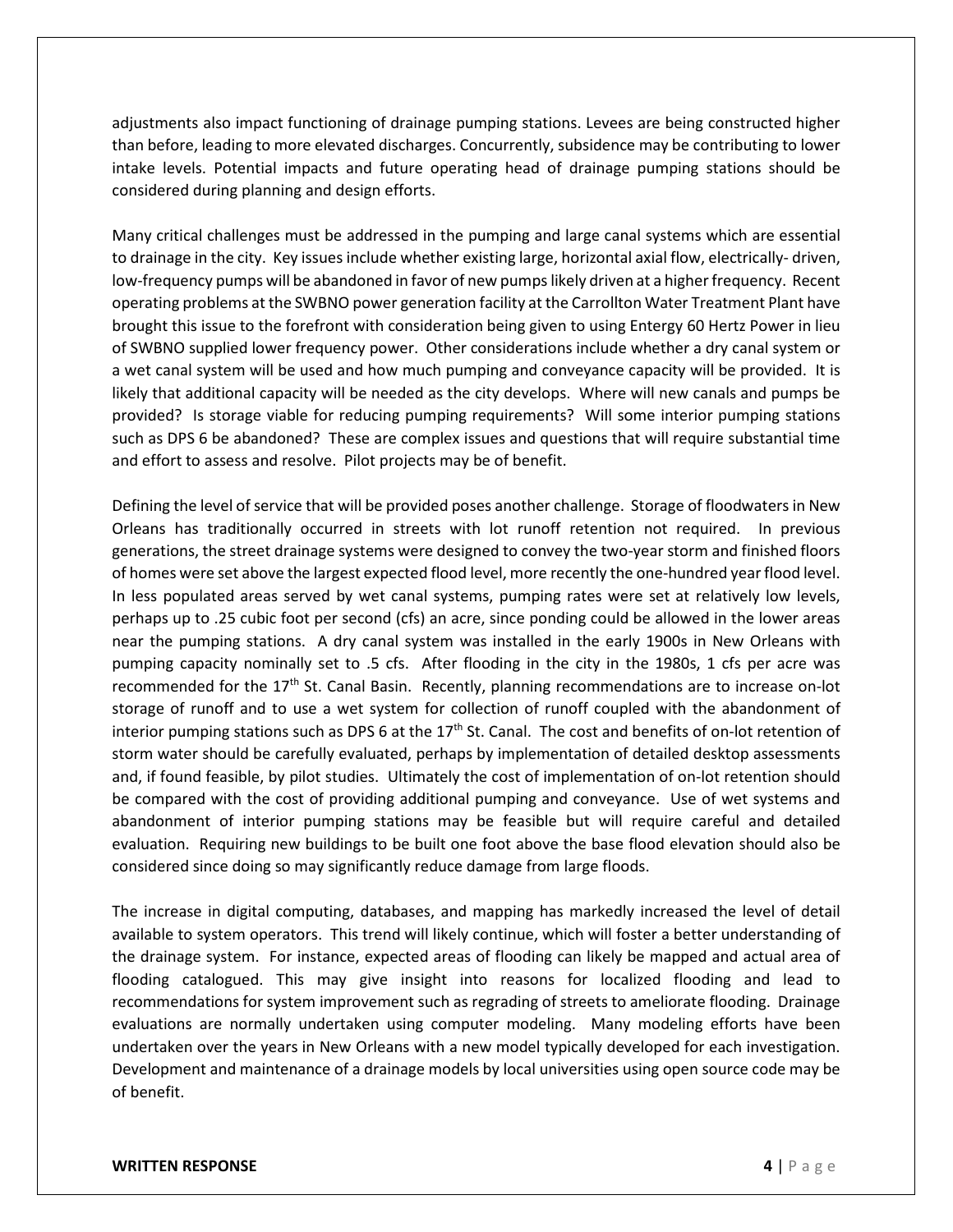adjustments also impact functioning of drainage pumping stations. Levees are being constructed higher than before, leading to more elevated discharges. Concurrently, subsidence may be contributing to lower intake levels. Potential impacts and future operating head of drainage pumping stations should be considered during planning and design efforts.

Many critical challenges must be addressed in the pumping and large canal systems which are essential to drainage in the city. Key issues include whether existing large, horizontal axial flow, electrically- driven, low-frequency pumps will be abandoned in favor of new pumps likely driven at a higher frequency. Recent operating problems at the SWBNO power generation facility at the Carrollton Water Treatment Plant have brought this issue to the forefront with consideration being given to using Entergy 60 Hertz Power in lieu of SWBNO supplied lower frequency power. Other considerations include whether a dry canal system or a wet canal system will be used and how much pumping and conveyance capacity will be provided. It is likely that additional capacity will be needed as the city develops. Where will new canals and pumps be provided? Is storage viable for reducing pumping requirements? Will some interior pumping stations such as DPS 6 be abandoned? These are complex issues and questions that will require substantial time and effort to assess and resolve. Pilot projects may be of benefit.

Defining the level of service that will be provided poses another challenge. Storage of floodwaters in New Orleans has traditionally occurred in streets with lot runoff retention not required. In previous generations, the street drainage systems were designed to convey the two-year storm and finished floors of homes were set above the largest expected flood level, more recently the one-hundred year flood level. In less populated areas served by wet canal systems, pumping rates were set at relatively low levels, perhaps up to .25 cubic foot per second (cfs) an acre, since ponding could be allowed in the lower areas near the pumping stations. A dry canal system was installed in the early 1900s in New Orleans with pumping capacity nominally set to .5 cfs. After flooding in the city in the 1980s, 1 cfs per acre was recommended for the 17th St. Canal Basin. Recently, planning recommendations are to increase on-lot storage of runoff and to use a wet system for collection of runoff coupled with the abandonment of interior pumping stations such as DPS 6 at the 17th St. Canal. The cost and benefits of on-lot retention of storm water should be carefully evaluated, perhaps by implementation of detailed desktop assessments and, if found feasible, by pilot studies. Ultimately the cost of implementation of on-lot retention should be compared with the cost of providing additional pumping and conveyance. Use of wet systems and abandonment of interior pumping stations may be feasible but will require careful and detailed evaluation. Requiring new buildings to be built one foot above the base flood elevation should also be considered since doing so may significantly reduce damage from large floods.

The increase in digital computing, databases, and mapping has markedly increased the level of detail available to system operators. This trend will likely continue, which will foster a better understanding of the drainage system. For instance, expected areas of flooding can likely be mapped and actual area of flooding catalogued. This may give insight into reasons for localized flooding and lead to recommendations for system improvement such as regrading of streets to ameliorate flooding. Drainage evaluations are normally undertaken using computer modeling. Many modeling efforts have been undertaken over the years in New Orleans with a new model typically developed for each investigation. Development and maintenance of a drainage models by local universities using open source code may be of benefit.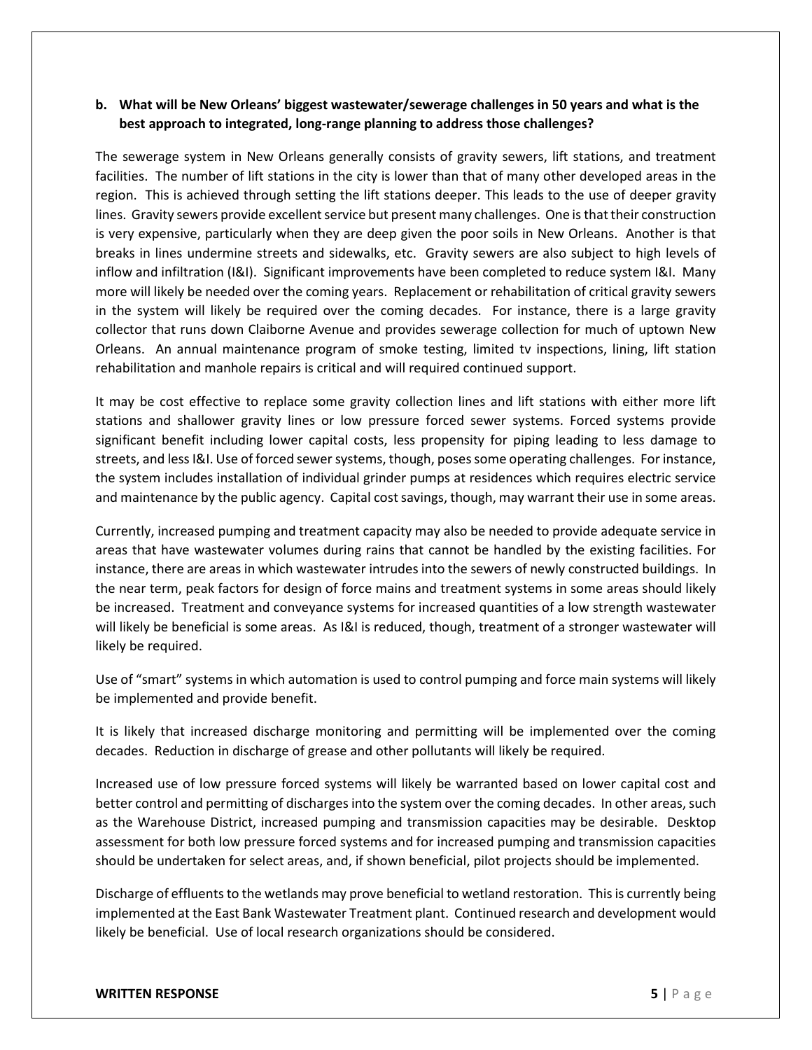**b. What will be New Orleans' biggest wastewater/sewerage challenges in 50 years and what is the best approach to integrated, long-range planning to address those challenges?**

The sewerage system in New Orleans generally consists of gravity sewers, lift stations, and treatment facilities. The number of lift stations in the city is lower than that of many other developed areas in the region. This is achieved through setting the lift stations deeper. This leads to the use of deeper gravity lines. Gravity sewers provide excellent service but present many challenges. One is that their construction is very expensive, particularly when they are deep given the poor soils in New Orleans. Another is that breaks in lines undermine streets and sidewalks, etc. Gravity sewers are also subject to high levels of inflow and infiltration (I&I). Significant improvements have been completed to reduce system I&I. Many more will likely be needed over the coming years. Replacement or rehabilitation of critical gravity sewers in the system will likely be required over the coming decades. For instance, there is a large gravity collector that runs down Claiborne Avenue and provides sewerage collection for much of uptown New Orleans. An annual maintenance program of smoke testing, limited tv inspections, lining, lift station rehabilitation and manhole repairs is critical and will required continued support.

It may be cost effective to replace some gravity collection lines and lift stations with either more lift stations and shallower gravity lines or low pressure forced sewer systems. Forced systems provide significant benefit including lower capital costs, less propensity for piping leading to less damage to streets, and less I&I. Use of forced sewer systems, though, poses some operating challenges. For instance, the system includes installation of individual grinder pumps at residences which requires electric service and maintenance by the public agency. Capital cost savings, though, may warrant their use in some areas.

Currently, increased pumping and treatment capacity may also be needed to provide adequate service in areas that have wastewater volumes during rains that cannot be handled by the existing facilities. For instance, there are areas in which wastewater intrudes into the sewers of newly constructed buildings. In the near term, peak factors for design of force mains and treatment systems in some areas should likely be increased. Treatment and conveyance systems for increased quantities of a low strength wastewater will likely be beneficial is some areas. As I&I is reduced, though, treatment of a stronger wastewater will likely be required.

Use of "smart" systems in which automation is used to control pumping and force main systems will likely be implemented and provide benefit.

It is likely that increased discharge monitoring and permitting will be implemented over the coming decades. Reduction in discharge of grease and other pollutants will likely be required.

Increased use of low pressure forced systems will likely be warranted based on lower capital cost and better control and permitting of discharges into the system over the coming decades. In other areas, such as the Warehouse District, increased pumping and transmission capacities may be desirable. Desktop assessment for both low pressure forced systems and for increased pumping and transmission capacities should be undertaken for select areas, and, if shown beneficial, pilot projects should be implemented.

Discharge of effluents to the wetlands may prove beneficial to wetland restoration. This is currently being implemented at the East Bank Wastewater Treatment plant. Continued research and development would likely be beneficial. Use of local research organizations should be considered.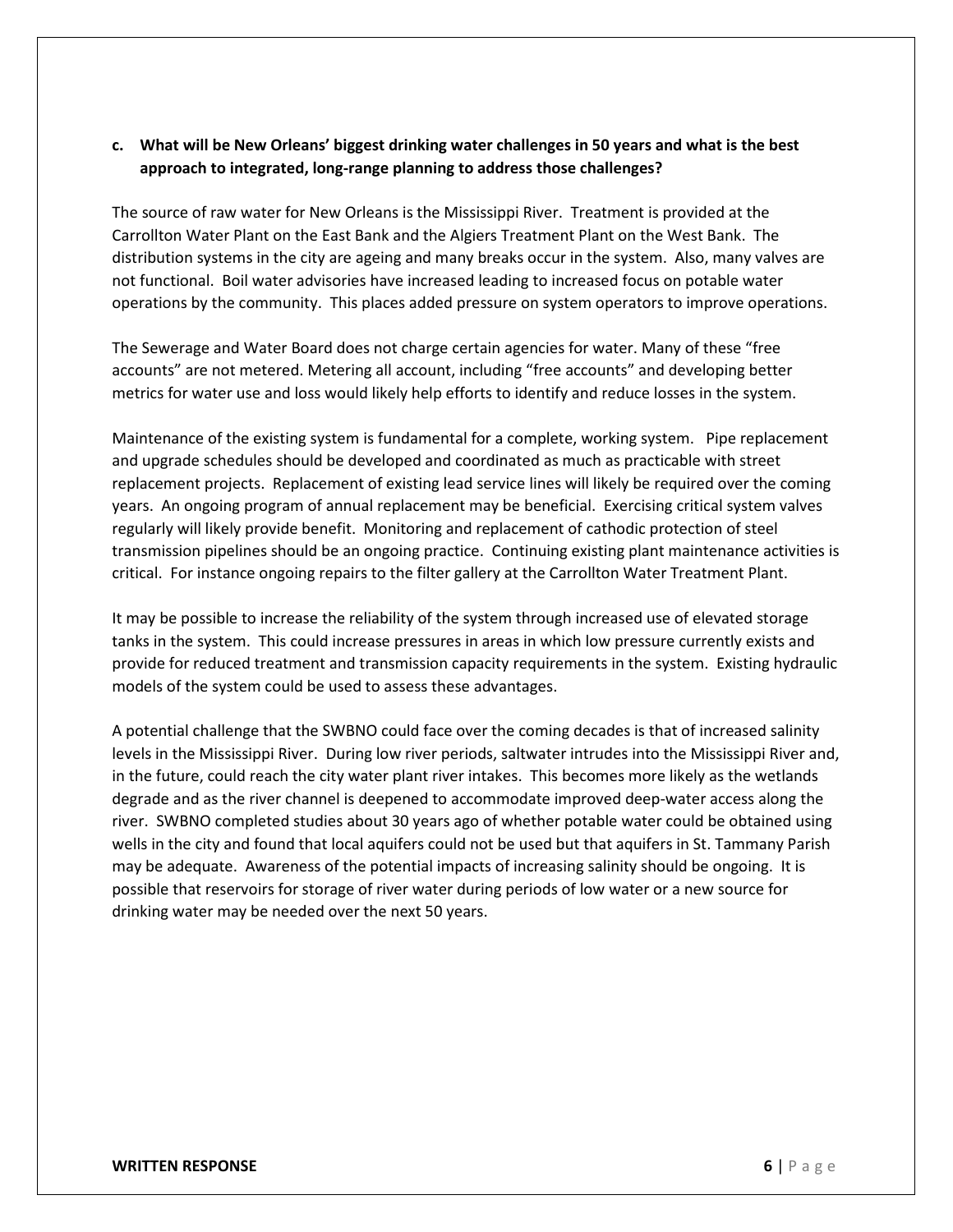**c. What will be New Orleans' biggest drinking water challenges in 50 years and what is the best approach to integrated, long-range planning to address those challenges?**

The source of raw water for New Orleans is the Mississippi River. Treatment is provided at the Carrollton Water Plant on the East Bank and the Algiers Treatment Plant on the West Bank. The distribution systems in the city are ageing and many breaks occur in the system. Also, many valves are not functional. Boil water advisories have increased leading to increased focus on potable water operations by the community. This places added pressure on system operators to improve operations.

The Sewerage and Water Board does not charge certain agencies for water. Many of these "free accounts" are not metered. Metering all account, including "free accounts" and developing better metrics for water use and loss would likely help efforts to identify and reduce losses in the system.

Maintenance of the existing system is fundamental for a complete, working system. Pipe replacement and upgrade schedules should be developed and coordinated as much as practicable with street replacement projects. Replacement of existing lead service lines will likely be required over the coming years. An ongoing program of annual replacement may be beneficial. Exercising critical system valves regularly will likely provide benefit. Monitoring and replacement of cathodic protection of steel transmission pipelines should be an ongoing practice. Continuing existing plant maintenance activities is critical. For instance ongoing repairs to the filter gallery at the Carrollton Water Treatment Plant.

It may be possible to increase the reliability of the system through increased use of elevated storage tanks in the system. This could increase pressures in areas in which low pressure currently exists and provide for reduced treatment and transmission capacity requirements in the system. Existing hydraulic models of the system could be used to assess these advantages.

A potential challenge that the SWBNO could face over the coming decades is that of increased salinity levels in the Mississippi River. During low river periods, saltwater intrudes into the Mississippi River and, in the future, could reach the city water plant river intakes. This becomes more likely as the wetlands degrade and as the river channel is deepened to accommodate improved deep-water access along the river. SWBNO completed studies about 30 years ago of whether potable water could be obtained using wells in the city and found that local aquifers could not be used but that aquifers in St. Tammany Parish may be adequate. Awareness of the potential impacts of increasing salinity should be ongoing. It is possible that reservoirs for storage of river water during periods of low water or a new source for drinking water may be needed over the next 50 years.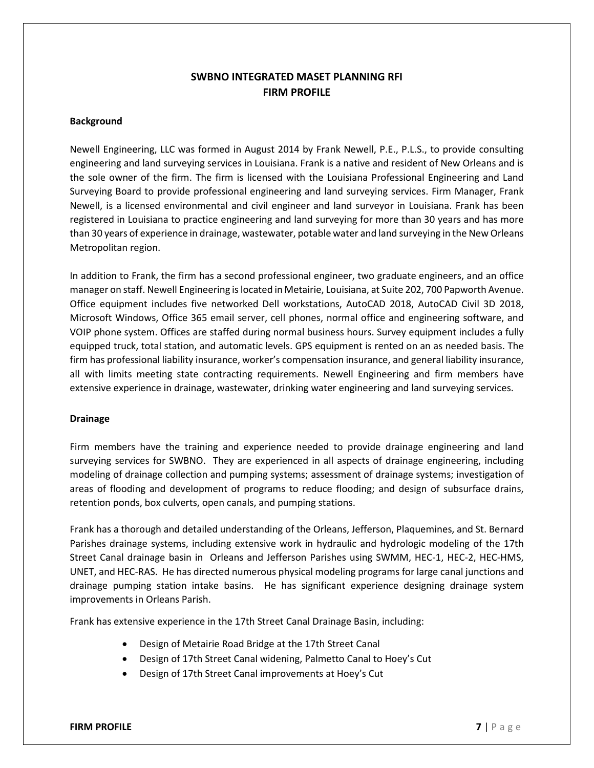# SWBNO INTEGRATED MASET PLANNING RFI
# FIRM PROFILE

**Background**

Newell Engineering, LLC was formed in August 2014 by Frank Newell, P.E., P.L.S., to provide consulting engineering and land surveying services in Louisiana. Frank is a native and resident of New Orleans and is the sole owner of the firm. The firm is licensed with the Louisiana Professional Engineering and Land Surveying Board to provide professional engineering and land surveying services. Firm Manager, Frank Newell, is a licensed environmental and civil engineer and land surveyor in Louisiana. Frank has been registered in Louisiana to practice engineering and land surveying for more than 30 years and has more than 30 years of experience in drainage, wastewater, potable water and land surveying in the New Orleans Metropolitan region.

In addition to Frank, the firm has a second professional engineer, two graduate engineers, and an office manager on staff. Newell Engineering is located in Metairie, Louisiana, at Suite 202, 700 Papworth Avenue. Office equipment includes five networked Dell workstations, AutoCAD 2018, AutoCAD Civil 3D 2018, Microsoft Windows, Office 365 email server, cell phones, normal office and engineering software, and VOIP phone system. Offices are staffed during normal business hours. Survey equipment includes a fully equipped truck, total station, and automatic levels. GPS equipment is rented on an as needed basis. The firm has professional liability insurance, worker's compensation insurance, and general liability insurance, all with limits meeting state contracting requirements. Newell Engineering and firm members have extensive experience in drainage, wastewater, drinking water engineering and land surveying services.

**Drainage**

Firm members have the training and experience needed to provide drainage engineering and land surveying services for SWBNO. They are experienced in all aspects of drainage engineering, including modeling of drainage collection and pumping systems; assessment of drainage systems; investigation of areas of flooding and development of programs to reduce flooding; and design of subsurface drains, retention ponds, box culverts, open canals, and pumping stations.

Frank has a thorough and detailed understanding of the Orleans, Jefferson, Plaquemines, and St. Bernard Parishes drainage systems, including extensive work in hydraulic and hydrologic modeling of the 17th Street Canal drainage basin in Orleans and Jefferson Parishes using SWMM, HEC-1, HEC-2, HEC-HMS, UNET, and HEC-RAS. He has directed numerous physical modeling programs for large canal junctions and drainage pumping station intake basins. He has significant experience designing drainage system improvements in Orleans Parish.

Frank has extensive experience in the 17th Street Canal Drainage Basin, including:

- Design of Metairie Road Bridge at the 17th Street Canal
- Design of 17th Street Canal widening, Palmetto Canal to Hoey's Cut
- Design of 17th Street Canal improvements at Hoey's Cut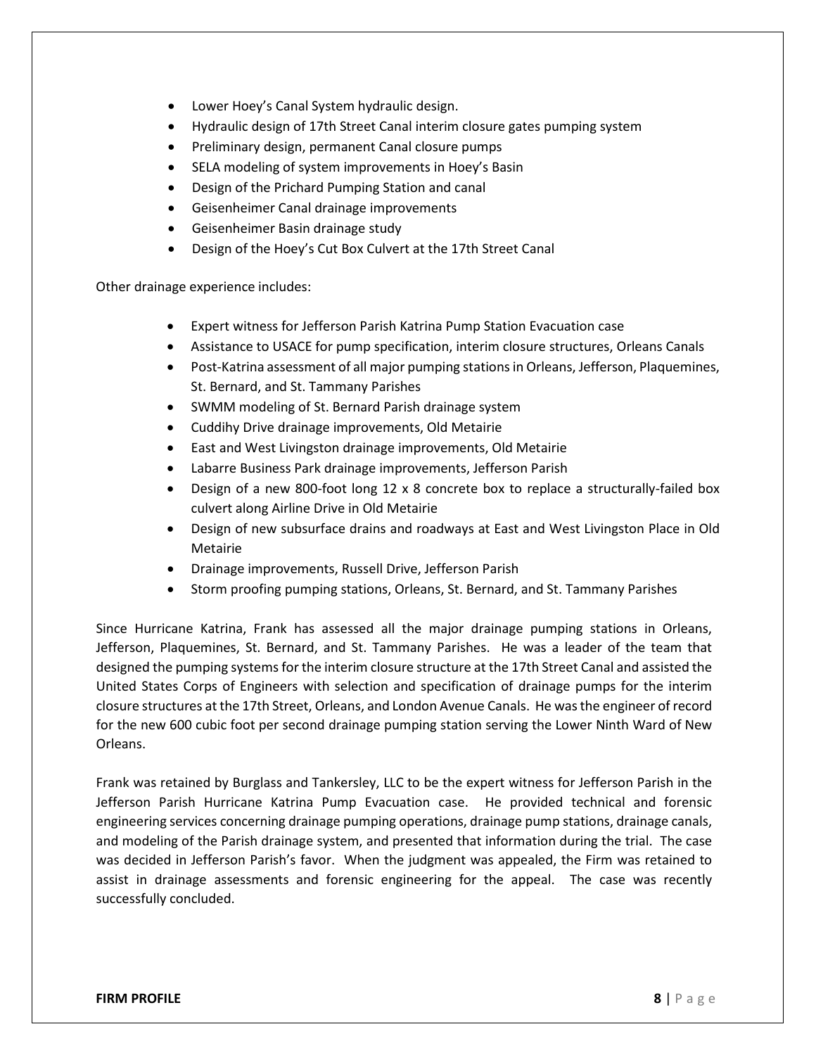- Lower Hoey's Canal System hydraulic design.
- Hydraulic design of 17th Street Canal interim closure gates pumping system
- Preliminary design, permanent Canal closure pumps
- SELA modeling of system improvements in Hoey's Basin
- Design of the Prichard Pumping Station and canal
- Geisenheimer Canal drainage improvements
- Geisenheimer Basin drainage study
- Design of the Hoey's Cut Box Culvert at the 17th Street Canal

Other drainage experience includes:

- Expert witness for Jefferson Parish Katrina Pump Station Evacuation case
- Assistance to USACE for pump specification, interim closure structures, Orleans Canals
- Post-Katrina assessment of all major pumping stations in Orleans, Jefferson, Plaquemines, St. Bernard, and St. Tammany Parishes
- SWMM modeling of St. Bernard Parish drainage system
- Cuddihy Drive drainage improvements, Old Metairie
- East and West Livingston drainage improvements, Old Metairie
- Labarre Business Park drainage improvements, Jefferson Parish
- Design of a new 800-foot long 12 x 8 concrete box to replace a structurally-failed box culvert along Airline Drive in Old Metairie
- Design of new subsurface drains and roadways at East and West Livingston Place in Old Metairie
- Drainage improvements, Russell Drive, Jefferson Parish
- Storm proofing pumping stations, Orleans, St. Bernard, and St. Tammany Parishes

Since Hurricane Katrina, Frank has assessed all the major drainage pumping stations in Orleans, Jefferson, Plaquemines, St. Bernard, and St. Tammany Parishes. He was a leader of the team that designed the pumping systems for the interim closure structure at the 17th Street Canal and assisted the United States Corps of Engineers with selection and specification of drainage pumps for the interim closure structures at the 17th Street, Orleans, and London Avenue Canals. He was the engineer of record for the new 600 cubic foot per second drainage pumping station serving the Lower Ninth Ward of New Orleans.

Frank was retained by Burglass and Tankersley, LLC to be the expert witness for Jefferson Parish in the Jefferson Parish Hurricane Katrina Pump Evacuation case. He provided technical and forensic engineering services concerning drainage pumping operations, drainage pump stations, drainage canals, and modeling of the Parish drainage system, and presented that information during the trial. The case was decided in Jefferson Parish's favor. When the judgment was appealed, the Firm was retained to assist in drainage assessments and forensic engineering for the appeal. The case was recently successfully concluded.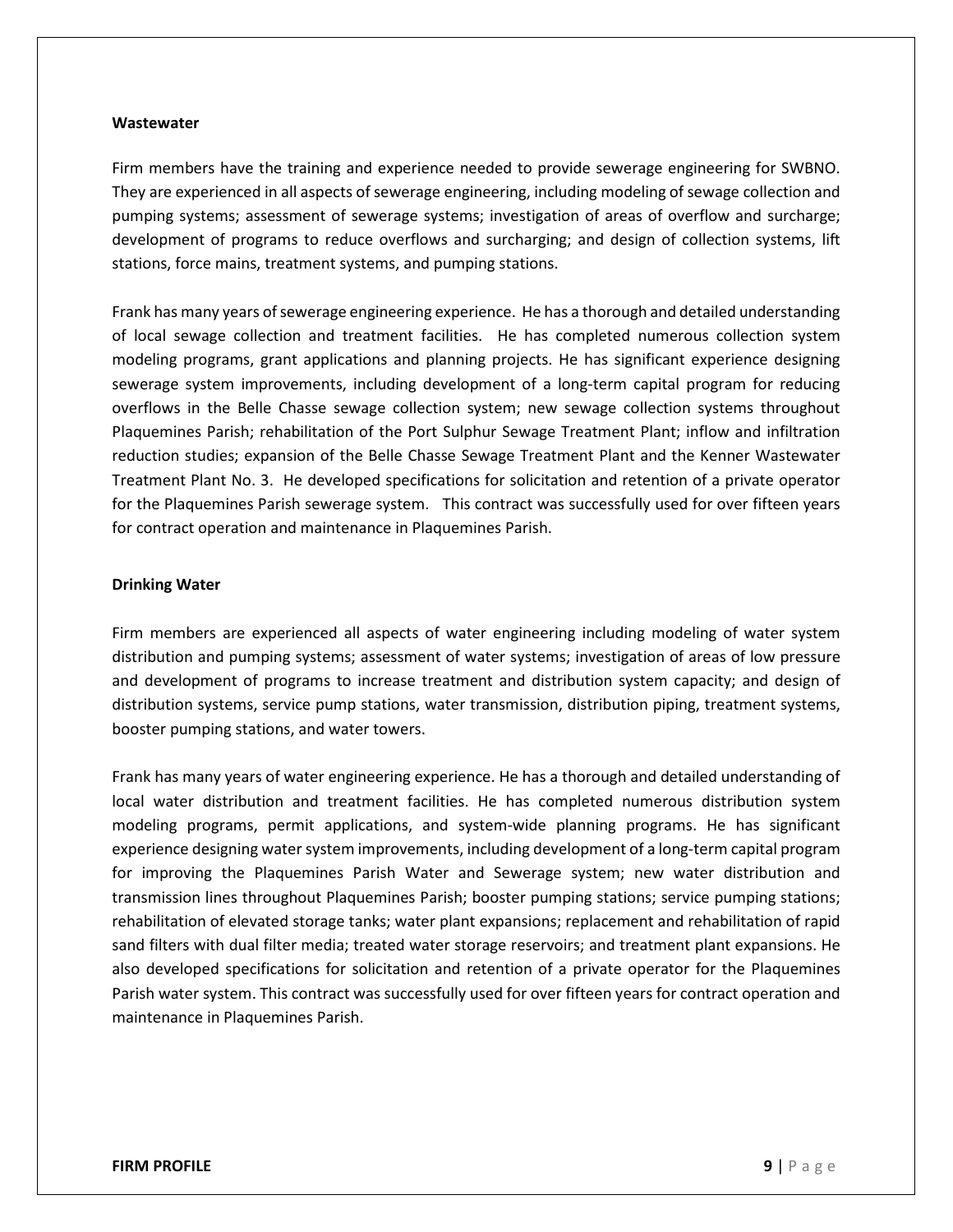### Wastewater

Firm members have the training and experience needed to provide sewerage engineering for SWBNO. They are experienced in all aspects of sewerage engineering, including modeling of sewage collection and pumping systems; assessment of sewerage systems; investigation of areas of overflow and surcharge; development of programs to reduce overflows and surcharging; and design of collection systems, lift stations, force mains, treatment systems, and pumping stations.

Frank has many years of sewerage engineering experience. He has a thorough and detailed understanding of local sewage collection and treatment facilities. He has completed numerous collection system modeling programs, grant applications and planning projects. He has significant experience designing sewerage system improvements, including development of a long-term capital program for reducing overflows in the Belle Chasse sewage collection system; new sewage collection systems throughout Plaquemines Parish; rehabilitation of the Port Sulphur Sewage Treatment Plant; inflow and infiltration reduction studies; expansion of the Belle Chasse Sewage Treatment Plant and the Kenner Wastewater Treatment Plant No. 3. He developed specifications for solicitation and retention of a private operator for the Plaquemines Parish sewerage system. This contract was successfully used for over fifteen years for contract operation and maintenance in Plaquemines Parish.

### Drinking Water

Firm members are experienced all aspects of water engineering including modeling of water system distribution and pumping systems; assessment of water systems; investigation of areas of low pressure and development of programs to increase treatment and distribution system capacity; and design of distribution systems, service pump stations, water transmission, distribution piping, treatment systems, booster pumping stations, and water towers.

Frank has many years of water engineering experience. He has a thorough and detailed understanding of local water distribution and treatment facilities. He has completed numerous distribution system modeling programs, permit applications, and system-wide planning programs. He has significant experience designing water system improvements, including development of a long-term capital program for improving the Plaquemines Parish Water and Sewerage system; new water distribution and transmission lines throughout Plaquemines Parish; booster pumping stations; service pumping stations; rehabilitation of elevated storage tanks; water plant expansions; replacement and rehabilitation of rapid sand filters with dual filter media; treated water storage reservoirs; and treatment plant expansions. He also developed specifications for solicitation and retention of a private operator for the Plaquemines Parish water system. This contract was successfully used for over fifteen years for contract operation and maintenance in Plaquemines Parish.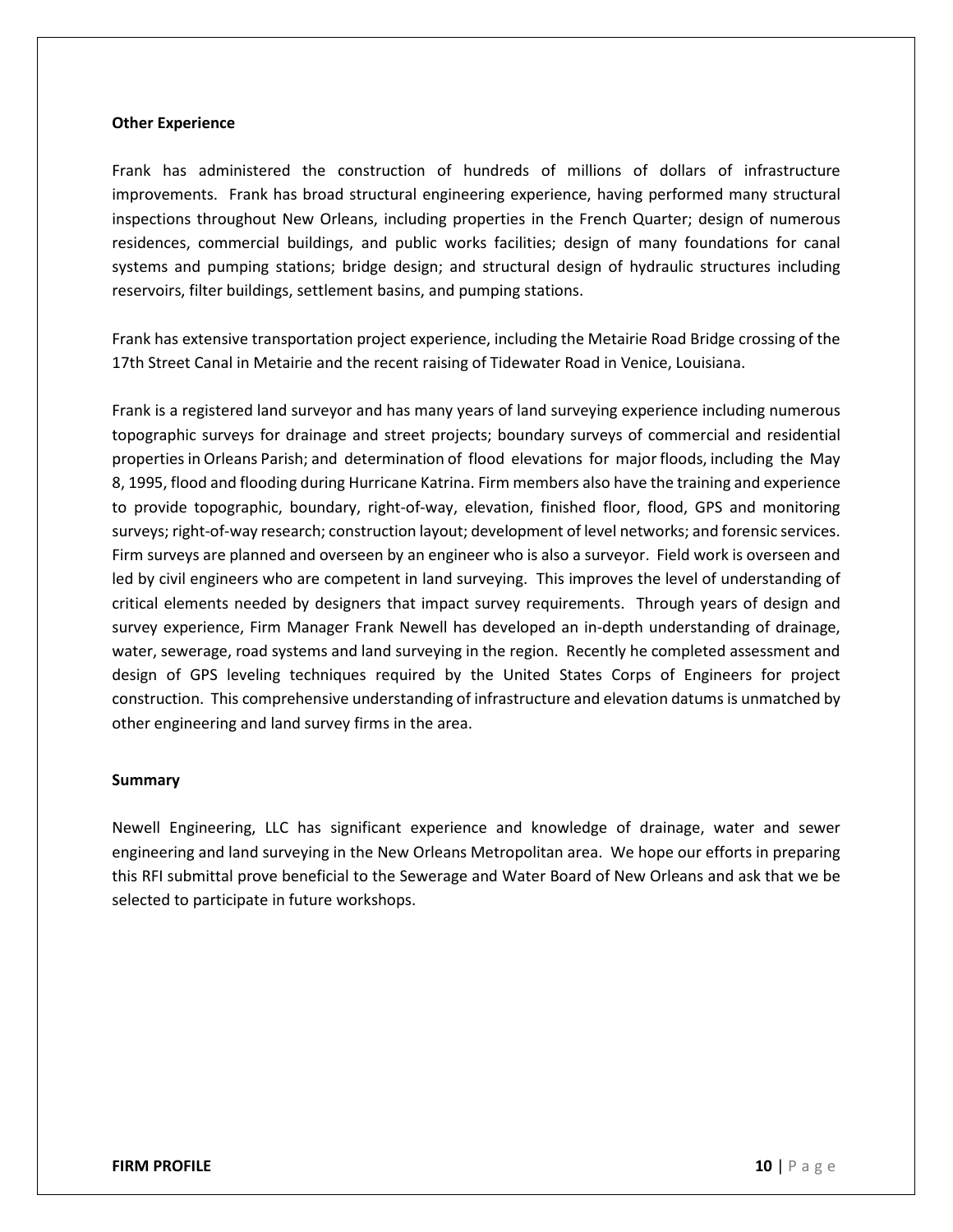**Other Experience**

Frank has administered the construction of hundreds of millions of dollars of infrastructure improvements. Frank has broad structural engineering experience, having performed many structural inspections throughout New Orleans, including properties in the French Quarter; design of numerous residences, commercial buildings, and public works facilities; design of many foundations for canal systems and pumping stations; bridge design; and structural design of hydraulic structures including reservoirs, filter buildings, settlement basins, and pumping stations.

Frank has extensive transportation project experience, including the Metairie Road Bridge crossing of the 17th Street Canal in Metairie and the recent raising of Tidewater Road in Venice, Louisiana.

Frank is a registered land surveyor and has many years of land surveying experience including numerous topographic surveys for drainage and street projects; boundary surveys of commercial and residential properties in Orleans Parish; and determination of flood elevations for major floods, including the May 8, 1995, flood and flooding during Hurricane Katrina. Firm members also have the training and experience to provide topographic, boundary, right-of-way, elevation, finished floor, flood, GPS and monitoring surveys; right-of-way research; construction layout; development of level networks; and forensic services. Firm surveys are planned and overseen by an engineer who is also a surveyor. Field work is overseen and led by civil engineers who are competent in land surveying. This improves the level of understanding of critical elements needed by designers that impact survey requirements. Through years of design and survey experience, Firm Manager Frank Newell has developed an in-depth understanding of drainage, water, sewerage, road systems and land surveying in the region. Recently he completed assessment and design of GPS leveling techniques required by the United States Corps of Engineers for project construction. This comprehensive understanding of infrastructure and elevation datums is unmatched by other engineering and land survey firms in the area.

**Summary**

Newell Engineering, LLC has significant experience and knowledge of drainage, water and sewer engineering and land surveying in the New Orleans Metropolitan area. We hope our efforts in preparing this RFI submittal prove beneficial to the Sewerage and Water Board of New Orleans and ask that we be selected to participate in future workshops.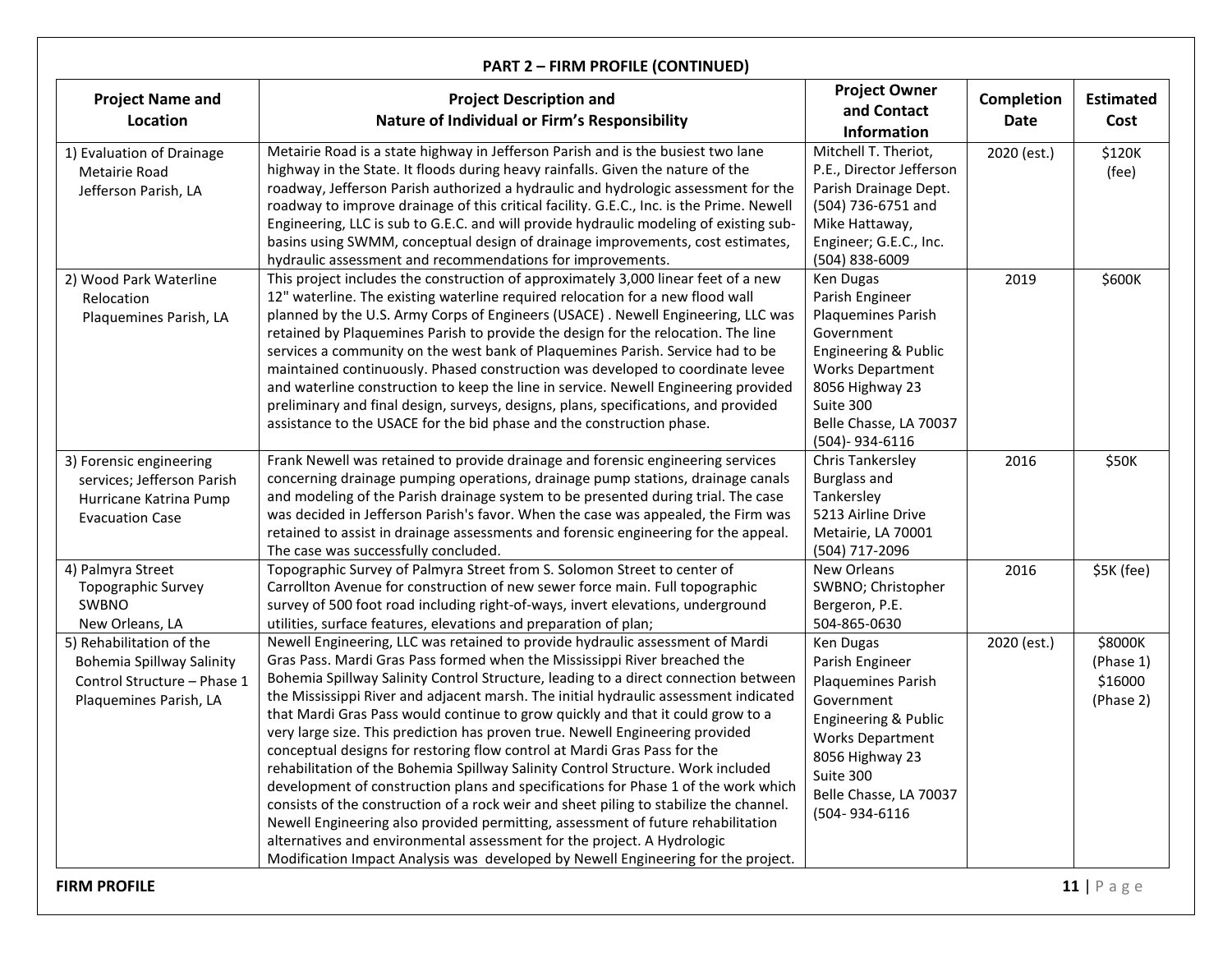## PART 2 – FIRM PROFILE (CONTINUED)

| Project Name and Location | Project Description and Nature of Individual or Firm's Responsibility | Project Owner and Contact Information | Completion Date | Estimated Cost |
|---|---|---|---|---|
| 1) Evaluation of Drainage Metairie Road Jefferson Parish, LA | Metairie Road is a state highway in Jefferson Parish and is the busiest two lane highway in the State. It floods during heavy rainfalls. Given the nature of the roadway, Jefferson Parish authorized a hydraulic and hydrologic assessment for the roadway to improve drainage of this critical facility. G.E.C., Inc. is the Prime. Newell Engineering, LLC is sub to G.E.C. and will provide hydraulic modeling of existing sub-basins using SWMM, conceptual design of drainage improvements, cost estimates, hydraulic assessment and recommendations for improvements. | Mitchell T. Theriot, P.E., Director Jefferson Parish Drainage Dept. (504) 736-6751 and Mike Hattaway, Engineer; G.E.C., Inc. (504) 838-6009 | 2020 (est.) | $120K (fee) |
| 2) Wood Park Waterline Relocation Plaquemines Parish, LA | This project includes the construction of approximately 3,000 linear feet of a new 12" waterline. The existing waterline required relocation for a new flood wall planned by the U.S. Army Corps of Engineers (USACE) . Newell Engineering, LLC was retained by Plaquemines Parish to provide the design for the relocation. The line services a community on the west bank of Plaquemines Parish. Service had to be maintained continuously. Phased construction was developed to coordinate levee and waterline construction to keep the line in service. Newell Engineering provided preliminary and final design, surveys, designs, plans, specifications, and provided assistance to the USACE for the bid phase and the construction phase. | Ken Dugas Parish Engineer Plaquemines Parish Government Engineering & Public Works Department 8056 Highway 23 Suite 300 Belle Chasse, LA 70037 (504)- 934-6116 | 2019 | $600K |
| 3) Forensic engineering services; Jefferson Parish Hurricane Katrina Pump Evacuation Case | Frank Newell was retained to provide drainage and forensic engineering services concerning drainage pumping operations, drainage pump stations, drainage canals and modeling of the Parish drainage system to be presented during trial. The case was decided in Jefferson Parish's favor. When the case was appealed, the Firm was retained to assist in drainage assessments and forensic engineering for the appeal. The case was successfully concluded. | Chris Tankersley Burglass and Tankersley 5213 Airline Drive Metairie, LA 70001 (504) 717-2096 | 2016 | $50K |
| 4) Palmyra Street Topographic Survey SWBNO New Orleans, LA | Topographic Survey of Palmyra Street from S. Solomon Street to center of Carrollton Avenue for construction of new sewer force main. Full topographic survey of 500 foot road including right-of-ways, invert elevations, underground utilities, surface features, elevations and preparation of plan; | New Orleans SWBNO; Christopher Bergeron, P.E. 504-865-0630 | 2016 | $5K (fee) |
| 5) Rehabilitation of the Bohemia Spillway Salinity Control Structure – Phase 1 Plaquemines Parish, LA | Newell Engineering, LLC was retained to provide hydraulic assessment of Mardi Gras Pass. Mardi Gras Pass formed when the Mississippi River breached the Bohemia Spillway Salinity Control Structure, leading to a direct connection between the Mississippi River and adjacent marsh. The initial hydraulic assessment indicated that Mardi Gras Pass would continue to grow quickly and that it could grow to a very large size. This prediction has proven true. Newell Engineering provided conceptual designs for restoring flow control at Mardi Gras Pass for the rehabilitation of the Bohemia Spillway Salinity Control Structure. Work included development of construction plans and specifications for Phase 1 of the work which consists of the construction of a rock weir and sheet piling to stabilize the channel. Newell Engineering also provided permitting, assessment of future rehabilitation alternatives and environmental assessment for the project. A Hydrologic Modification Impact Analysis was developed by Newell Engineering for the project. | Ken Dugas Parish Engineer Plaquemines Parish Government Engineering & Public Works Department 8056 Highway 23 Suite 300 Belle Chasse, LA 70037 (504- 934-6116 | 2020 (est.) | $8000K (Phase 1) $16000 (Phase 2) |

**FIRM PROFILE**